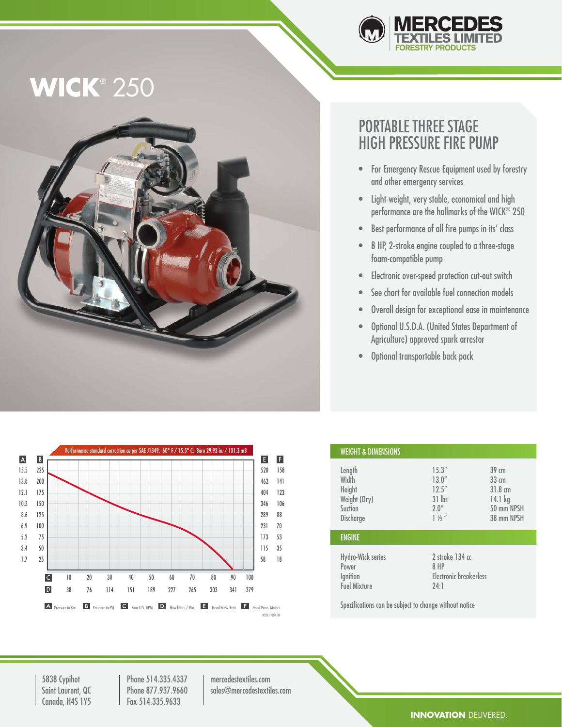MERCEDES TEXTILES LIMITED
FORESTRY PRODUCTS

# WICK® 250

## PORTABLE THREE STAGE HIGH PRESSURE FIRE PUMP

- For Emergency Rescue Equipment used by forestry and other emergency services
- Light-weight, very stable, economical and high performance are the hallmarks of the WICK® 250
- Best performance of all fire pumps in its' class
- 8 HP, 2-stroke engine coupled to a three-stage foam-compatible pump
- Electronic over-speed protection cut-out switch
- See chart for available fuel connection models
- Overall design for exceptional ease in maintenance
- Optional U.S.D.A. (United States Department of Agriculture) approved spark arrestor
- Optional transportable back pack

Performance standard correction as per SAE J1349; 60° F / 15.5° C; Baro 29.92 in. / 101.3 mB

| A | B | E | F |
|---|---|---|---|
| 15.5 | 225 | 520 | 158 |
| 13.8 | 200 | 462 | 141 |
| 12.1 | 175 | 404 | 123 |
| 10.3 | 150 | 346 | 106 |
| 8.6 | 125 | 289 | 88 |
| 6.9 | 100 | 231 | 70 |
| 5.2 | 75 | 173 | 53 |
| 3.4 | 50 | 115 | 35 |
| 1.7 | 25 | 58 | 18 |

| C | 10 | 20 | 30 | 40 | 50 | 60 | 70 | 80 | 90 | 100 |
|---|---|---|---|---|---|---|---|---|---|---|
| D | 38 | 76 | 114 | 151 | 189 | 227 | 265 | 303 | 341 | 379 |

A Pressure in Bar B Pressure in PSI C Flow U.S. GPM D Flow litters / Min. E Head Press. Feet F Head Press. Meters

W250 / T2DH /3H

## WEIGHT & DIMENSIONS

| | | |
|---|---|---|
| Length | 15.3" | 39 cm |
| Width | 13.0" | 33 cm |
| Height | 12.5" | 31.8 cm |
| Weight (Dry) | 31 lbs | 14.1 kg |
| Suction | 2.0" | 50 mm NPSH |
| Discharge | 1 ½ " | 38 mm NPSH |

## ENGINE

| | |
|---|---|
| Hydro-Wick series | 2 stroke 134 cc |
| Power | 8 HP |
| Ignition | Electronic breakerless |
| Fuel Mixture | 24:1 |

Specifications can be subject to change without notice

5838 Cypihot
Saint Laurent, QC
Canada, H4S 1Y5

Phone 514.335.4337
Phone 877.937.9660
Fax 514.335.9633

mercedestextiles.com
sales@mercedestextiles.com

**INNOVATION** DELIVERED.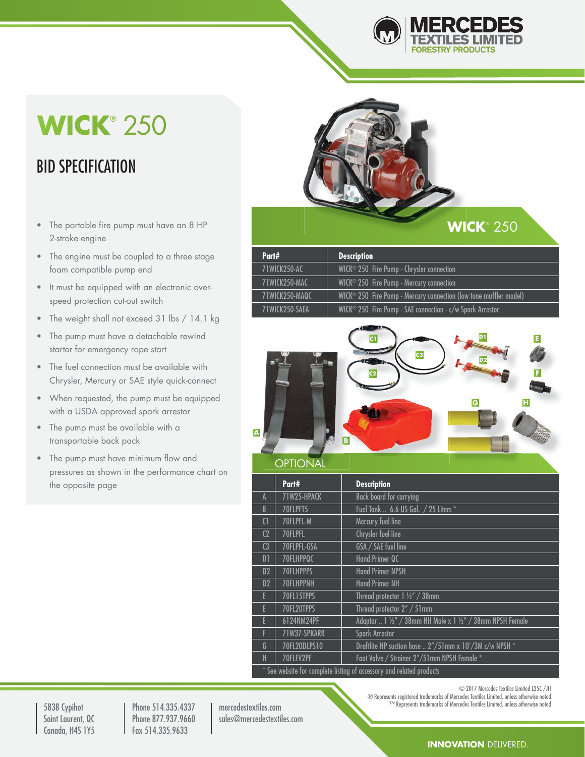# WICK® 250

## BID SPECIFICATION

- The portable fire pump must have an 8 HP 2-stroke engine
- The engine must be coupled to a three stage foam compatible pump end
- It must be equipped with an electronic over-speed protection cut-out switch
- The weight shall not exceed 31 lbs / 14.1 kg
- The pump must have a detachable rewind starter for emergency rope start
- The fuel connection must be available with Chrysler, Mercury or SAE style quick-connect
- When requested, the pump must be equipped with a USDA approved spark arrestor
- The pump must be available with a transportable back pack
- The pump must have minimum flow and pressures as shown in the performance chart on the opposite page

WICK® 250

| Part# | Description |
|---|---|
| 71WICK250-AC | WICK® 250 Fire Pump - Chrysler connection |
| 71WICK250-MAC | WICK® 250 Fire Pump - Mercury connection |
| 71WICK250-MAQC | WICK® 250 Fire Pump - Mercury connection (low tone muffler model) |
| 71WICK250-SAEA | WICK® 250 Fire Pump - SAE connection - c/w Spark Arrestor |

A B C1 C2 C3 D1 D2 E F G H

OPTIONAL

| | Part# | Description |
|---|---|---|
| A | 71W25-HPACK | Back board for carrying |
| B | 70FLPFT5 | Fuel Tank .. 6.6 US Gal. / 25 Liters * |
| C1 | 70FLPFL-M | Mercury fuel line |
| C2 | 70FLPFL | Chrysler fuel line |
| C3 | 70FLPFL-GSA | GSA / SAE fuel line |
| D1 | 70FLHPPQC | Hand Primer QC |
| D2 | 70FLHPPPS | Hand Primer NPSH |
| D2 | 70FLHPPNH | Hand Primer NH |
| E | 70FL15TPPS | Thread protector 1 ½" / 38mm |
| E | 70FL20TPPS | Thread protector 2" / 51mm |
| E | 6124NM24PF | Adaptor .. 1 ½" / 38mm NH Male x 1 ½" / 38mm NPSH Female |
| F | 71W37-SPKARR | Spark Arrestor |
| G | 70FL20DLPS10 | Draftlite HP suction hose .. 2"/51mm x 10'/3M c/w NPSH * |
| H | 70FLFV2PF | Foot Valve / Strainer 2"/51mm NPSH Female * |

\* See website for complete listing of accessory and related products

© 2017 Mercedes Textiles Limited L25C /JH
® Represents registered trademarks of Mercedes Textiles Limited, unless otherwise noted
™ Represents trademarks of Mercedes Textiles Limited, unless otherwise noted

5838 Cypihot
Saint Laurent, QC
Canada, H4S 1Y5

Phone 514.335.4337
Phone 877.937.9660
Fax 514.335.9633

mercedestextiles.com
sales@mercedestextiles.com

**INNOVATION** DELIVERED.